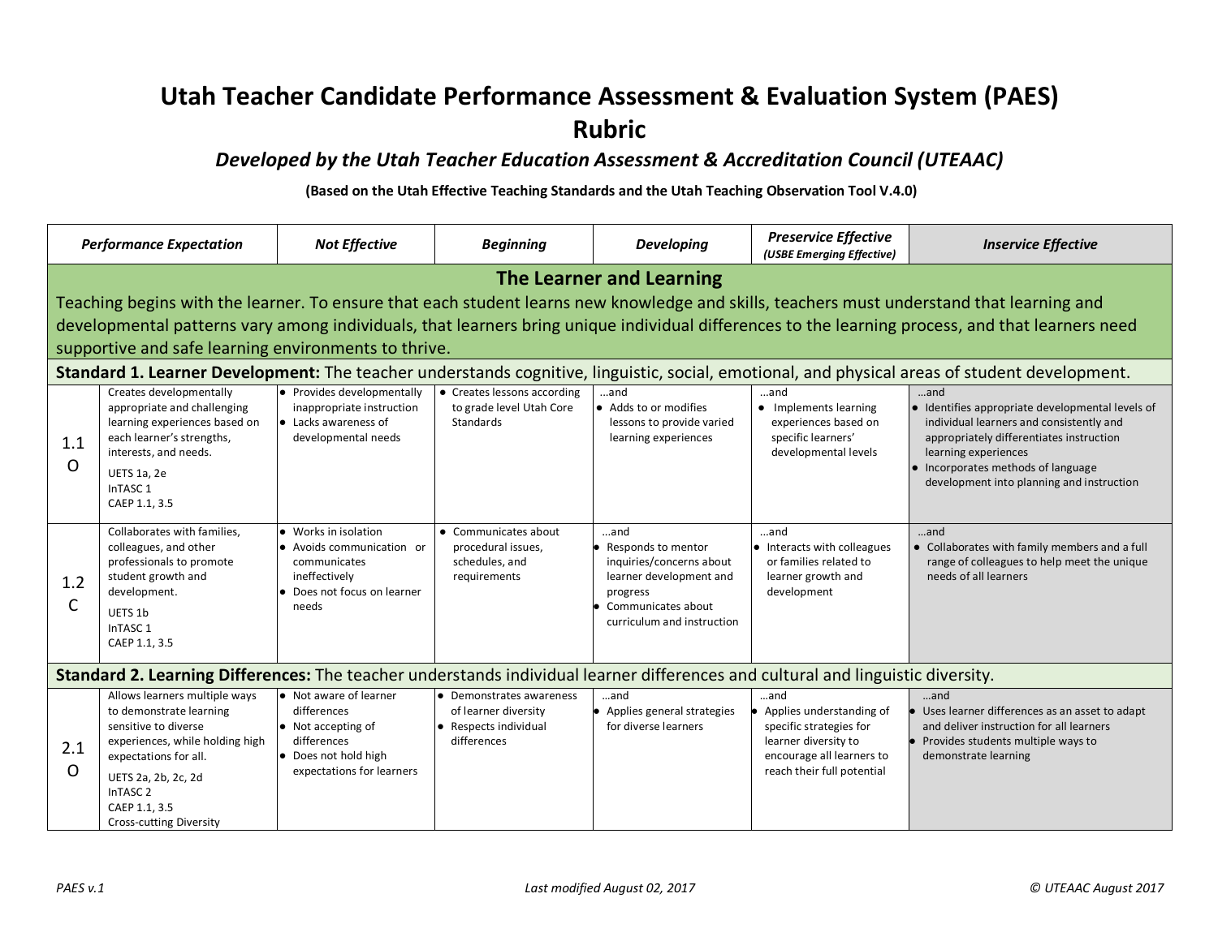# Utah Teacher Candidate Performance Assessment & Evaluation System (PAES) Rubric

### *Developed by the Utah Teacher Education Assessment & Accreditation Council (UTEAAC)*

**(Based on the Utah Effective Teaching Standards and the Utah Teaching Observation Tool V.4.0)**

| | *Performance Expectation* | *Not Effective* | *Beginning* | *Developing* | *Preservice Effective* (*USBE Emerging Effective*) | *Inservice Effective* |
|---|---|---|---|---|---|---|
| **The Learner and Learning** — Teaching begins with the learner. To ensure that each student learns new knowledge and skills, teachers must understand that learning and developmental patterns vary among individuals, that learners bring unique individual differences to the learning process, and that learners need supportive and safe learning environments to thrive. | | | | | | |
| **Standard 1. Learner Development:** The teacher understands cognitive, linguistic, social, emotional, and physical areas of student development. | | | | | | |
| 1.1 O | Creates developmentally appropriate and challenging learning experiences based on each learner's strengths, interests, and needs.<br>UETS 1a, 2e<br>InTASC 1<br>CAEP 1.1, 3.5 | • Provides developmentally inappropriate instruction<br>• Lacks awareness of developmental needs | • Creates lessons according to grade level Utah Core Standards | …and<br>• Adds to or modifies lessons to provide varied learning experiences | …and<br>• Implements learning experiences based on specific learners' developmental levels | …and<br>• Identifies appropriate developmental levels of individual learners and consistently and appropriately differentiates instruction learning experiences<br>• Incorporates methods of language development into planning and instruction |
| 1.2 C | Collaborates with families, colleagues, and other professionals to promote student growth and development.<br>UETS 1b<br>InTASC 1<br>CAEP 1.1, 3.5 | • Works in isolation<br>• Avoids communication or communicates ineffectively<br>• Does not focus on learner needs | • Communicates about procedural issues, schedules, and requirements | …and<br>• Responds to mentor inquiries/concerns about learner development and progress<br>• Communicates about curriculum and instruction | …and<br>• Interacts with colleagues or families related to learner growth and development | …and<br>• Collaborates with family members and a full range of colleagues to help meet the unique needs of all learners |
| **Standard 2. Learning Differences:** The teacher understands individual learner differences and cultural and linguistic diversity. | | | | | | |
| 2.1 O | Allows learners multiple ways to demonstrate learning sensitive to diverse experiences, while holding high expectations for all.<br>UETS 2a, 2b, 2c, 2d<br>InTASC 2<br>CAEP 1.1, 3.5<br>Cross-cutting Diversity | • Not aware of learner differences<br>• Not accepting of differences<br>• Does not hold high expectations for learners | • Demonstrates awareness of learner diversity<br>• Respects individual differences | …and<br>• Applies general strategies for diverse learners | …and<br>• Applies understanding of specific strategies for learner diversity to encourage all learners to reach their full potential | …and<br>• Uses learner differences as an asset to adapt and deliver instruction for all learners<br>• Provides students multiple ways to demonstrate learning |

PAES v.1 Last modified August 02, 2017 © UTEAAC August 2017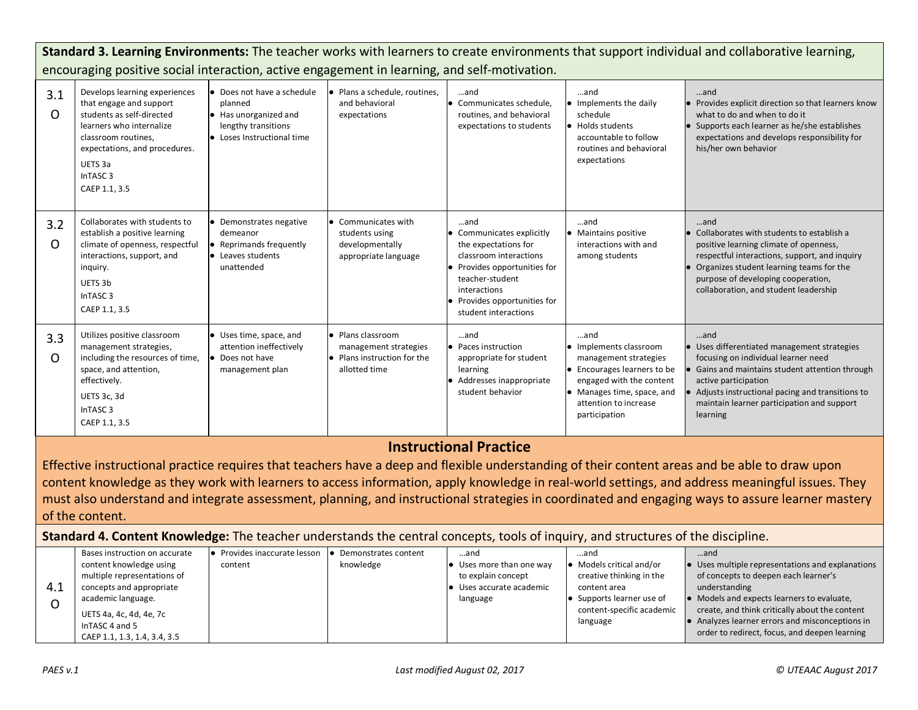**Standard 3. Learning Environments:** The teacher works with learners to create environments that support individual and collaborative learning, encouraging positive social interaction, active engagement in learning, and self-motivation.

| | | | | | | |
|---|---|---|---|---|---|---|
| 3.1<br>O | Develops learning experiences that engage and support students as self-directed learners who internalize classroom routines, expectations, and procedures.<br>UETS 3a<br>InTASC 3<br>CAEP 1.1, 3.5 | • Does not have a schedule planned<br>• Has unorganized and lengthy transitions<br>• Loses Instructional time | • Plans a schedule, routines, and behavioral expectations | …and<br>• Communicates schedule, routines, and behavioral expectations to students | …and<br>• Implements the daily schedule<br>• Holds students accountable to follow routines and behavioral expectations | …and<br>• Provides explicit direction so that learners know what to do and when to do it<br>• Supports each learner as he/she establishes expectations and develops responsibility for his/her own behavior |
| 3.2<br>O | Collaborates with students to establish a positive learning climate of openness, respectful interactions, support, and inquiry.<br>UETS 3b<br>InTASC 3<br>CAEP 1.1, 3.5 | • Demonstrates negative demeanor<br>• Reprimands frequently<br>• Leaves students unattended | • Communicates with students using developmentally appropriate language | …and<br>• Communicates explicitly the expectations for classroom interactions<br>• Provides opportunities for teacher-student interactions<br>• Provides opportunities for student interactions | …and<br>• Maintains positive interactions with and among students | …and<br>• Collaborates with students to establish a positive learning climate of openness, respectful interactions, support, and inquiry<br>• Organizes student learning teams for the purpose of developing cooperation, collaboration, and student leadership |
| 3.3<br>O | Utilizes positive classroom management strategies, including the resources of time, space, and attention, effectively.<br>UETS 3c, 3d<br>InTASC 3<br>CAEP 1.1, 3.5 | • Uses time, space, and attention ineffectively<br>• Does not have management plan | • Plans classroom management strategies<br>• Plans instruction for the allotted time | …and<br>• Paces instruction appropriate for student learning<br>• Addresses inappropriate student behavior | …and<br>• Implements classroom management strategies<br>• Encourages learners to be engaged with the content<br>• Manages time, space, and attention to increase participation | …and<br>• Uses differentiated management strategies focusing on individual learner need<br>• Gains and maintains student attention through active participation<br>• Adjusts instructional pacing and transitions to maintain learner participation and support learning |

## Instructional Practice

Effective instructional practice requires that teachers have a deep and flexible understanding of their content areas and be able to draw upon content knowledge as they work with learners to access information, apply knowledge in real-world settings, and address meaningful issues. They must also understand and integrate assessment, planning, and instructional strategies in coordinated and engaging ways to assure learner mastery of the content.

**Standard 4. Content Knowledge:** The teacher understands the central concepts, tools of inquiry, and structures of the discipline.

| | | | | | | |
|---|---|---|---|---|---|---|
| 4.1<br>O | Bases instruction on accurate content knowledge using multiple representations of concepts and appropriate academic language.<br>UETS 4a, 4c, 4d, 4e, 7c<br>InTASC 4 and 5<br>CAEP 1.1, 1.3, 1.4, 3.4, 3.5 | • Provides inaccurate lesson content | • Demonstrates content knowledge | …and<br>• Uses more than one way to explain concept<br>• Uses accurate academic language | …and<br>• Models critical and/or creative thinking in the content area<br>• Supports learner use of content-specific academic language | …and<br>• Uses multiple representations and explanations of concepts to deepen each learner's understanding<br>• Models and expects learners to evaluate, create, and think critically about the content<br>• Analyzes learner errors and misconceptions in order to redirect, focus, and deepen learning |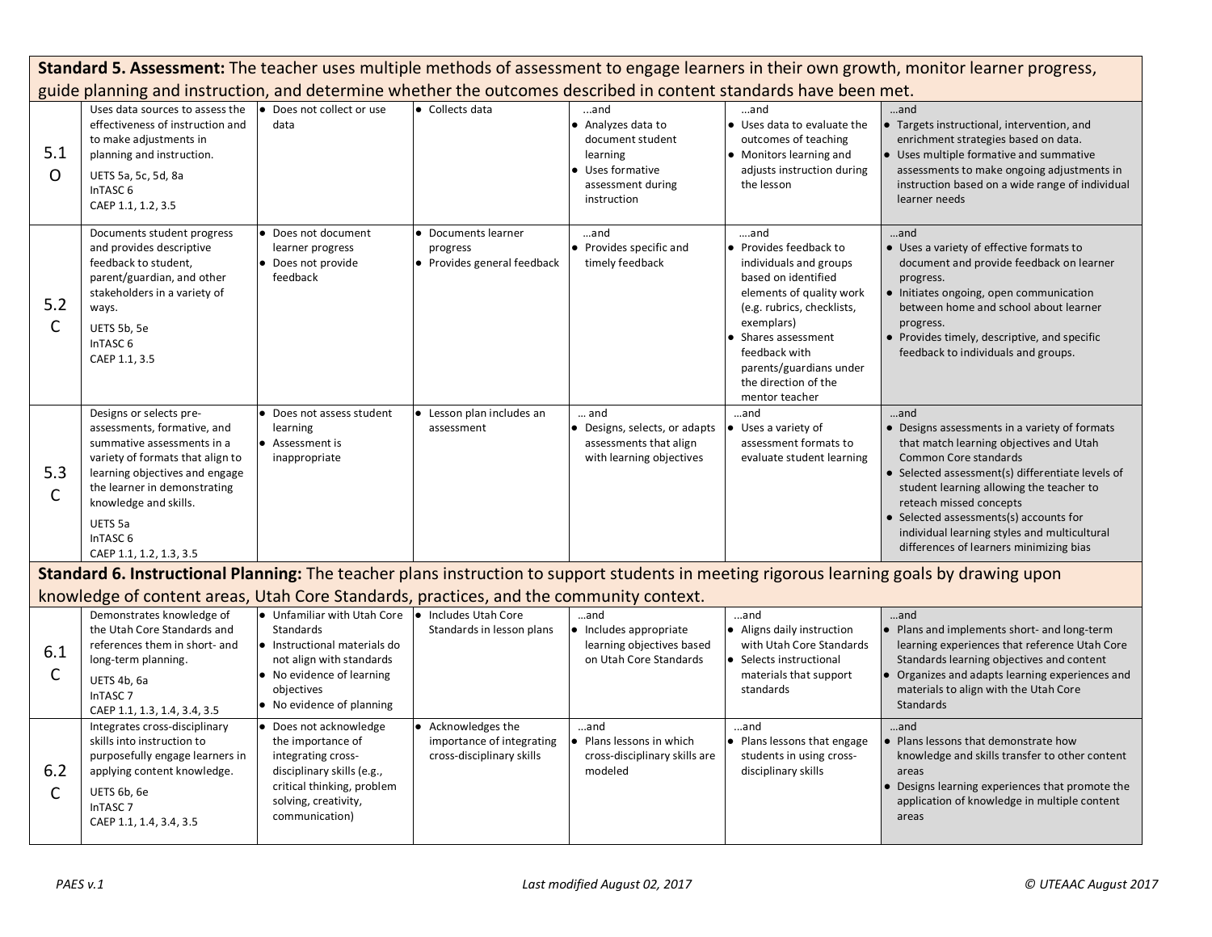| **Standard 5. Assessment:** The teacher uses multiple methods of assessment to engage learners in their own growth, monitor learner progress, guide planning and instruction, and determine whether the outcomes described in content standards have been met. | | | | | | |
|---|---|---|---|---|---|---|
| 5.1 O | Uses data sources to assess the effectiveness of instruction and to make adjustments in planning and instruction. UETS 5a, 5c, 5d, 8a InTASC 6 CAEP 1.1, 1.2, 3.5 | • Does not collect or use data | • Collects data | …and • Analyzes data to document student learning • Uses formative assessment during instruction | …and • Uses data to evaluate the outcomes of teaching • Monitors learning and adjusts instruction during the lesson | …and • Targets instructional, intervention, and enrichment strategies based on data. • Uses multiple formative and summative assessments to make ongoing adjustments in instruction based on a wide range of individual learner needs |
| 5.2 C | Documents student progress and provides descriptive feedback to student, parent/guardian, and other stakeholders in a variety of ways. UETS 5b, 5e InTASC 6 CAEP 1.1, 3.5 | • Does not document learner progress • Does not provide feedback | • Documents learner progress • Provides general feedback | …and • Provides specific and timely feedback | ….and • Provides feedback to individuals and groups based on identified elements of quality work (e.g. rubrics, checklists, exemplars) • Shares assessment feedback with parents/guardians under the direction of the mentor teacher | …and • Uses a variety of effective formats to document and provide feedback on learner progress. • Initiates ongoing, open communication between home and school about learner progress. • Provides timely, descriptive, and specific feedback to individuals and groups. |
| 5.3 C | Designs or selects pre-assessments, formative, and summative assessments in a variety of formats that align to learning objectives and engage the learner in demonstrating knowledge and skills. UETS 5a InTASC 6 CAEP 1.1, 1.2, 1.3, 3.5 | • Does not assess student learning • Assessment is inappropriate | • Lesson plan includes an assessment | … and • Designs, selects, or adapts assessments that align with learning objectives | …and • Uses a variety of assessment formats to evaluate student learning | …and • Designs assessments in a variety of formats that match learning objectives and Utah Common Core standards • Selected assessment(s) differentiate levels of student learning allowing the teacher to reteach missed concepts • Selected assessments(s) accounts for individual learning styles and multicultural differences of learners minimizing bias |
| **Standard 6. Instructional Planning:** The teacher plans instruction to support students in meeting rigorous learning goals by drawing upon knowledge of content areas, Utah Core Standards, practices, and the community context. | | | | | | |
| 6.1 C | Demonstrates knowledge of the Utah Core Standards and references them in short- and long-term planning. UETS 4b, 6a InTASC 7 CAEP 1.1, 1.3, 1.4, 3.4, 3.5 | • Unfamiliar with Utah Core Standards • Instructional materials do not align with standards • No evidence of learning objectives • No evidence of planning | • Includes Utah Core Standards in lesson plans | …and • Includes appropriate learning objectives based on Utah Core Standards | …and • Aligns daily instruction with Utah Core Standards • Selects instructional materials that support standards | …and • Plans and implements short- and long-term learning experiences that reference Utah Core Standards learning objectives and content • Organizes and adapts learning experiences and materials to align with the Utah Core Standards |
| 6.2 C | Integrates cross-disciplinary skills into instruction to purposefully engage learners in applying content knowledge. UETS 6b, 6e InTASC 7 CAEP 1.1, 1.4, 3.4, 3.5 | • Does not acknowledge the importance of integrating cross-disciplinary skills (e.g., critical thinking, problem solving, creativity, communication) | • Acknowledges the importance of integrating cross-disciplinary skills | …and • Plans lessons in which cross-disciplinary skills are modeled | …and • Plans lessons that engage students in using cross-disciplinary skills | …and • Plans lessons that demonstrate how knowledge and skills transfer to other content areas • Designs learning experiences that promote the application of knowledge in multiple content areas |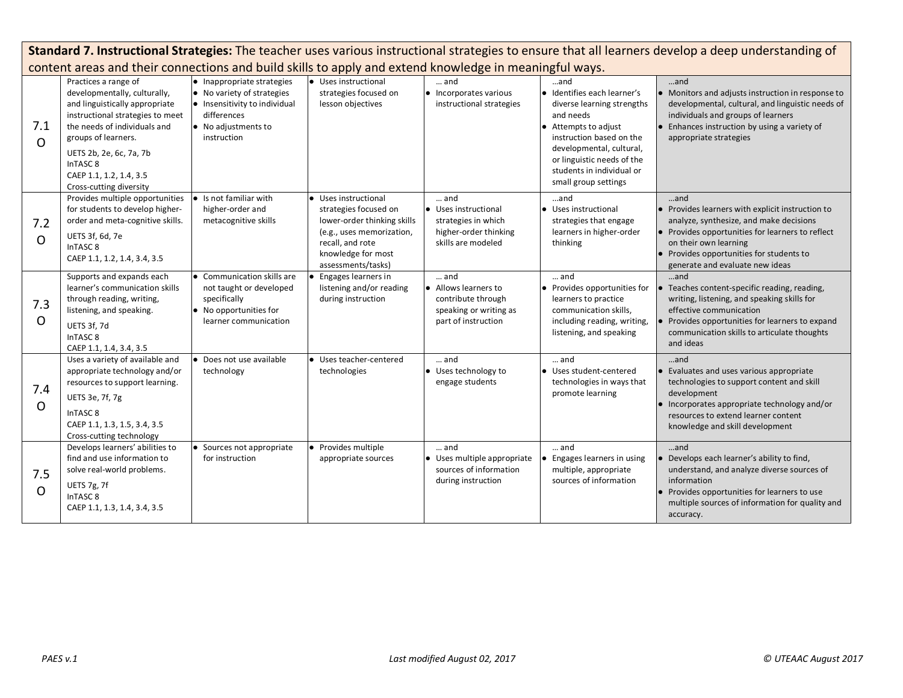**Standard 7. Instructional Strategies:** The teacher uses various instructional strategies to ensure that all learners develop a deep understanding of content areas and their connections and build skills to apply and extend knowledge in meaningful ways.

| | | | | | | |
|---|---|---|---|---|---|---|
| 7.1 O | Practices a range of developmentally, culturally, and linguistically appropriate instructional strategies to meet the needs of individuals and groups of learners.<br>UETS 2b, 2e, 6c, 7a, 7b<br>InTASC 8<br>CAEP 1.1, 1.2, 1.4, 3.5<br>Cross-cutting diversity | • Inappropriate strategies<br>• No variety of strategies<br>• Insensitivity to individual differences<br>• No adjustments to instruction | • Uses instructional strategies focused on lesson objectives | … and<br>• Incorporates various instructional strategies | …and<br>• Identifies each learner's diverse learning strengths and needs<br>• Attempts to adjust instruction based on the developmental, cultural, or linguistic needs of the students in individual or small group settings | …and<br>• Monitors and adjusts instruction in response to developmental, cultural, and linguistic needs of individuals and groups of learners<br>• Enhances instruction by using a variety of appropriate strategies |
| 7.2 O | Provides multiple opportunities for students to develop higher-order and meta-cognitive skills.<br>UETS 3f, 6d, 7e<br>InTASC 8<br>CAEP 1.1, 1.2, 1.4, 3.4, 3.5 | • Is not familiar with higher-order and metacognitive skills | • Uses instructional strategies focused on lower-order thinking skills (e.g., uses memorization, recall, and rote knowledge for most assessments/tasks) | … and<br>• Uses instructional strategies in which higher-order thinking skills are modeled | …and<br>• Uses instructional strategies that engage learners in higher-order thinking | …and<br>• Provides learners with explicit instruction to analyze, synthesize, and make decisions<br>• Provides opportunities for learners to reflect on their own learning<br>• Provides opportunities for students to generate and evaluate new ideas |
| 7.3 O | Supports and expands each learner's communication skills through reading, writing, listening, and speaking.<br>UETS 3f, 7d<br>InTASC 8<br>CAEP 1.1, 1.4, 3.4, 3.5 | • Communication skills are not taught or developed specifically<br>• No opportunities for learner communication | • Engages learners in listening and/or reading during instruction | … and<br>• Allows learners to contribute through speaking or writing as part of instruction | … and<br>• Provides opportunities for learners to practice communication skills, including reading, writing, listening, and speaking | …and<br>• Teaches content-specific reading, reading, writing, listening, and speaking skills for effective communication<br>• Provides opportunities for learners to expand communication skills to articulate thoughts and ideas |
| 7.4 O | Uses a variety of available and appropriate technology and/or resources to support learning.<br>UETS 3e, 7f, 7g<br>InTASC 8<br>CAEP 1.1, 1.3, 1.5, 3.4, 3.5<br>Cross-cutting technology | • Does not use available technology | • Uses teacher-centered technologies | … and<br>• Uses technology to engage students | … and<br>• Uses student-centered technologies in ways that promote learning | …and<br>• Evaluates and uses various appropriate technologies to support content and skill development<br>• Incorporates appropriate technology and/or resources to extend learner content knowledge and skill development |
| 7.5 O | Develops learners' abilities to find and use information to solve real-world problems.<br>UETS 7g, 7f<br>InTASC 8<br>CAEP 1.1, 1.3, 1.4, 3.4, 3.5 | • Sources not appropriate for instruction | • Provides multiple appropriate sources | … and<br>• Uses multiple appropriate sources of information during instruction | … and<br>• Engages learners in using multiple, appropriate sources of information | …and<br>• Develops each learner's ability to find, understand, and analyze diverse sources of information<br>• Provides opportunities for learners to use multiple sources of information for quality and accuracy. |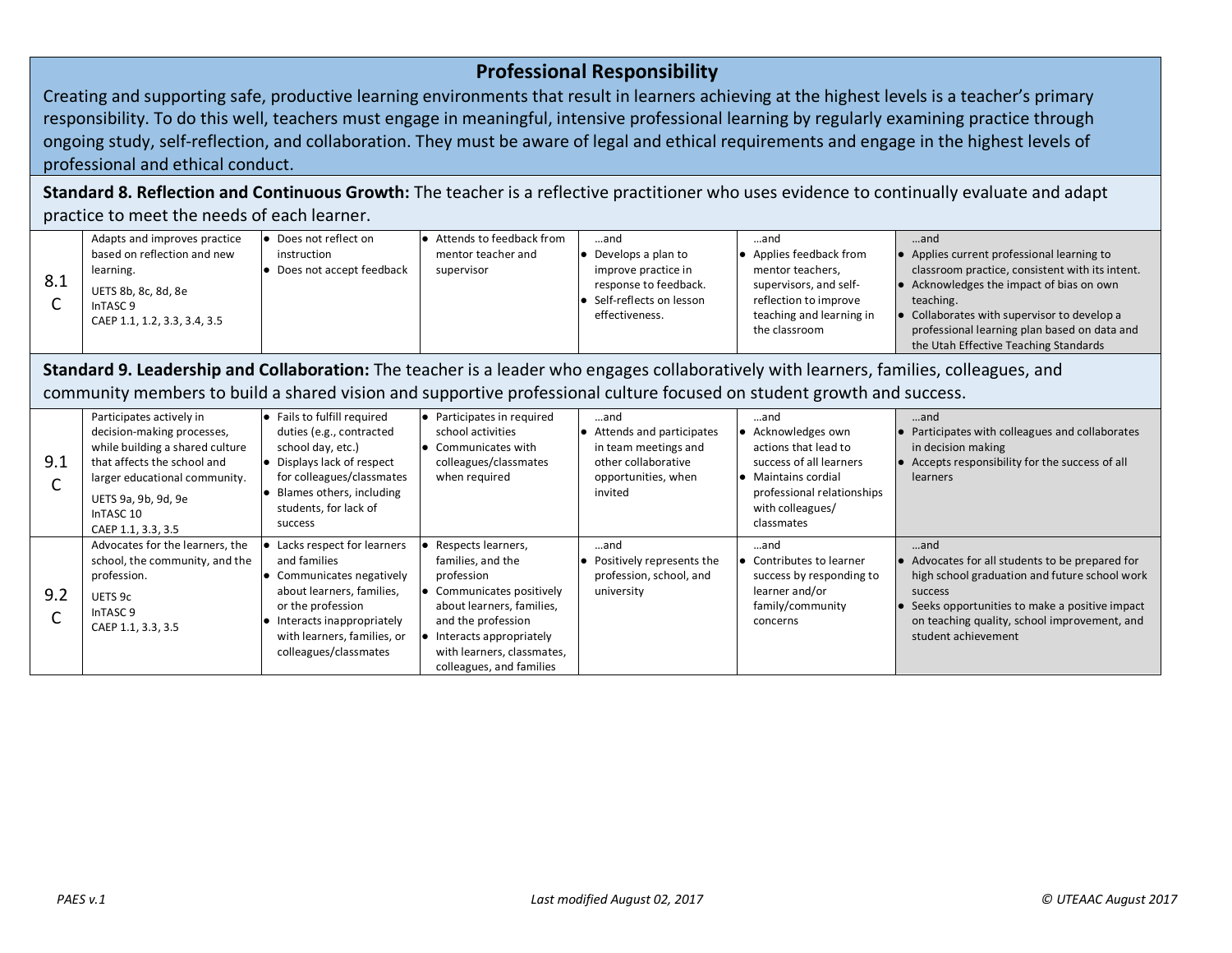## Professional Responsibility

Creating and supporting safe, productive learning environments that result in learners achieving at the highest levels is a teacher's primary responsibility. To do this well, teachers must engage in meaningful, intensive professional learning by regularly examining practice through ongoing study, self-reflection, and collaboration. They must be aware of legal and ethical requirements and engage in the highest levels of professional and ethical conduct.

**Standard 8. Reflection and Continuous Growth:** The teacher is a reflective practitioner who uses evidence to continually evaluate and adapt practice to meet the needs of each learner.

| | | | | | | |
|---|---|---|---|---|---|---|
| 8.1 C | Adapts and improves practice based on reflection and new learning.<br>UETS 8b, 8c, 8d, 8e<br>InTASC 9<br>CAEP 1.1, 1.2, 3.3, 3.4, 3.5 | • Does not reflect on instruction<br>• Does not accept feedback | • Attends to feedback from mentor teacher and supervisor | …and<br>• Develops a plan to improve practice in response to feedback.<br>• Self-reflects on lesson effectiveness. | …and<br>• Applies feedback from mentor teachers, supervisors, and self-reflection to improve teaching and learning in the classroom | …and<br>• Applies current professional learning to classroom practice, consistent with its intent.<br>• Acknowledges the impact of bias on own teaching.<br>• Collaborates with supervisor to develop a professional learning plan based on data and the Utah Effective Teaching Standards |

**Standard 9. Leadership and Collaboration:** The teacher is a leader who engages collaboratively with learners, families, colleagues, and community members to build a shared vision and supportive professional culture focused on student growth and success.

| | | | | | | |
|---|---|---|---|---|---|---|
| 9.1 C | Participates actively in decision-making processes, while building a shared culture that affects the school and larger educational community.<br>UETS 9a, 9b, 9d, 9e<br>InTASC 10<br>CAEP 1.1, 3.3, 3.5 | • Fails to fulfill required duties (e.g., contracted school day, etc.)<br>• Displays lack of respect for colleagues/classmates<br>• Blames others, including students, for lack of success | • Participates in required school activities<br>• Communicates with colleagues/classmates when required | …and<br>• Attends and participates in team meetings and other collaborative opportunities, when invited | …and<br>• Acknowledges own actions that lead to success of all learners<br>• Maintains cordial professional relationships with colleagues/ classmates | …and<br>• Participates with colleagues and collaborates in decision making<br>• Accepts responsibility for the success of all learners |
| 9.2 C | Advocates for the learners, the school, the community, and the profession.<br>UETS 9c<br>InTASC 9<br>CAEP 1.1, 3.3, 3.5 | • Lacks respect for learners and families<br>• Communicates negatively about learners, families, or the profession<br>• Interacts inappropriately with learners, families, or colleagues/classmates | • Respects learners, families, and the profession<br>• Communicates positively about learners, families, and the profession<br>• Interacts appropriately with learners, classmates, colleagues, and families | …and<br>• Positively represents the profession, school, and university | …and<br>• Contributes to learner success by responding to learner and/or family/community concerns | …and<br>• Advocates for all students to be prepared for high school graduation and future school work success<br>• Seeks opportunities to make a positive impact on teaching quality, school improvement, and student achievement |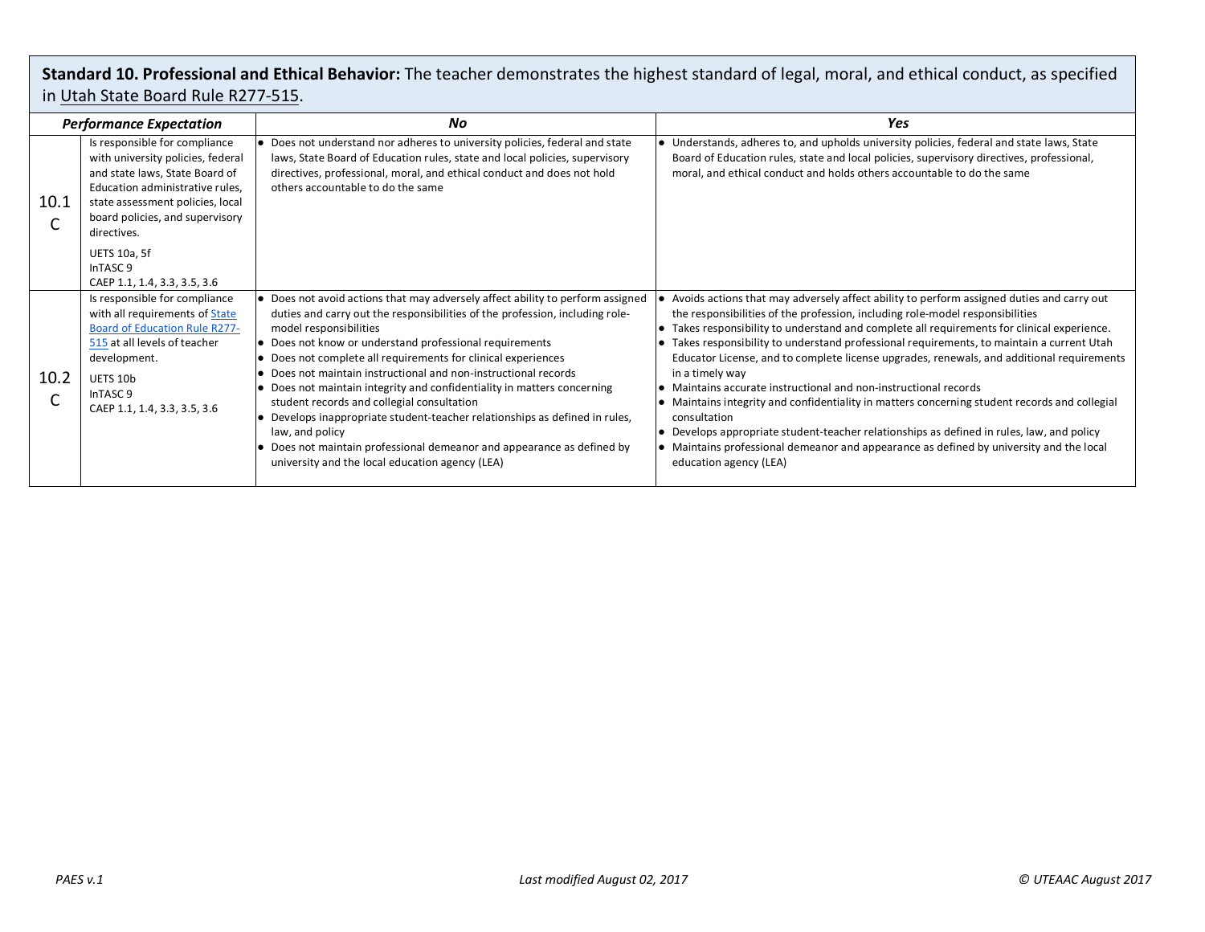**Standard 10. Professional and Ethical Behavior:** The teacher demonstrates the highest standard of legal, moral, and ethical conduct, as specified in Utah State Board Rule R277-515.

| *Performance Expectation* | | **No** | **Yes** |
|---|---|---|---|
| 10.1 C | Is responsible for compliance with university policies, federal and state laws, State Board of Education administrative rules, state assessment policies, local board policies, and supervisory directives.<br><br>UETS 10a, 5f<br>InTASC 9<br>CAEP 1.1, 1.4, 3.3, 3.5, 3.6 | • Does not understand nor adheres to university policies, federal and state laws, State Board of Education rules, state and local policies, supervisory directives, professional, moral, and ethical conduct and does not hold others accountable to do the same | • Understands, adheres to, and upholds university policies, federal and state laws, State Board of Education rules, state and local policies, supervisory directives, professional, moral, and ethical conduct and holds others accountable to do the same |
| 10.2 C | Is responsible for compliance with all requirements of State Board of Education Rule R277-515 at all levels of teacher development.<br><br>UETS 10b<br>InTASC 9<br>CAEP 1.1, 1.4, 3.3, 3.5, 3.6 | • Does not avoid actions that may adversely affect ability to perform assigned duties and carry out the responsibilities of the profession, including role-model responsibilities<br>• Does not know or understand professional requirements<br>• Does not complete all requirements for clinical experiences<br>• Does not maintain instructional and non-instructional records<br>• Does not maintain integrity and confidentiality in matters concerning student records and collegial consultation<br>• Develops inappropriate student-teacher relationships as defined in rules, law, and policy<br>• Does not maintain professional demeanor and appearance as defined by university and the local education agency (LEA) | • Avoids actions that may adversely affect ability to perform assigned duties and carry out the responsibilities of the profession, including role-model responsibilities<br>• Takes responsibility to understand and complete all requirements for clinical experience.<br>• Takes responsibility to understand professional requirements, to maintain a current Utah Educator License, and to complete license upgrades, renewals, and additional requirements in a timely way<br>• Maintains accurate instructional and non-instructional records<br>• Maintains integrity and confidentiality in matters concerning student records and collegial consultation<br>• Develops appropriate student-teacher relationships as defined in rules, law, and policy<br>• Maintains professional demeanor and appearance as defined by university and the local education agency (LEA) |